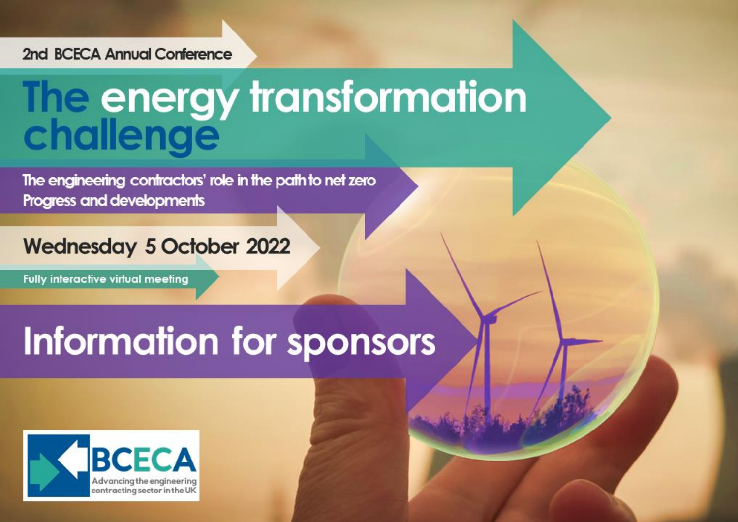2nd BCECA Annual Conference

# The energy transformation challenge

## The engineering contractors' role in the path to net zero
## Progress and developments

**Wednesday 5 October 2022**

Fully interactive virtual meeting

# Information for sponsors

BCECA
Advancing the engineering contracting sector in the UK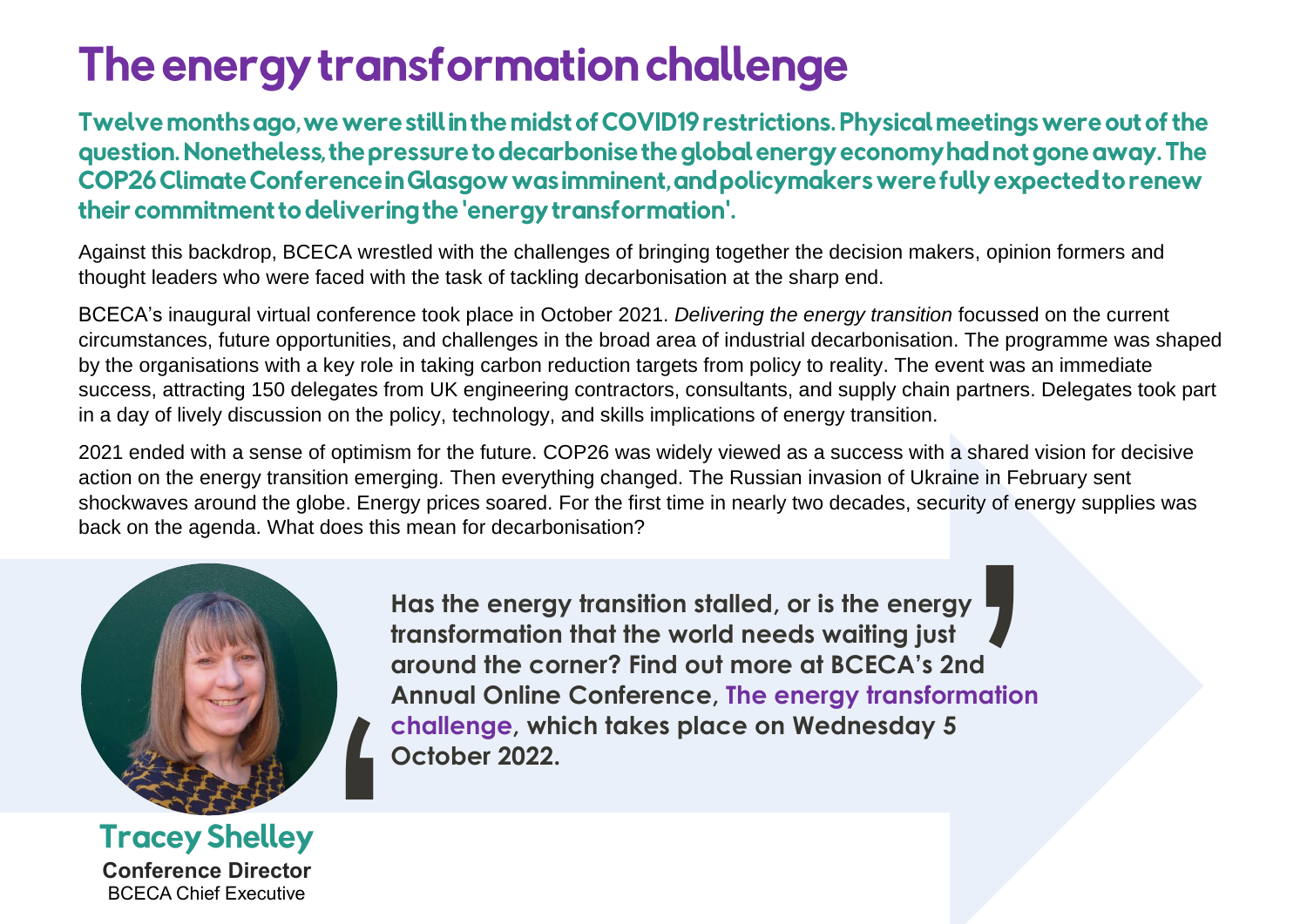# The energy transformation challenge

**Twelve months ago, we were still in the midst of COVID19 restrictions. Physical meetings were out of the question. Nonetheless, the pressure to decarbonise the global energy economy had not gone away. The COP26 Climate Conference in Glasgow was imminent, and policymakers were fully expected to renew their commitment to delivering the 'energy transformation'.**

Against this backdrop, BCECA wrestled with the challenges of bringing together the decision makers, opinion formers and thought leaders who were faced with the task of tackling decarbonisation at the sharp end.

BCECA's inaugural virtual conference took place in October 2021. *Delivering the energy transition* focussed on the current circumstances, future opportunities, and challenges in the broad area of industrial decarbonisation. The programme was shaped by the organisations with a key role in taking carbon reduction targets from policy to reality. The event was an immediate success, attracting 150 delegates from UK engineering contractors, consultants, and supply chain partners. Delegates took part in a day of lively discussion on the policy, technology, and skills implications of energy transition.

2021 ended with a sense of optimism for the future. COP26 was widely viewed as a success with a shared vision for decisive action on the energy transition emerging. Then everything changed. The Russian invasion of Ukraine in February sent shockwaves around the globe. Energy prices soared. For the first time in nearly two decades, security of energy supplies was back on the agenda. What does this mean for decarbonisation?

> **Has the energy transition stalled, or is the energy transformation that the world needs waiting just around the corner? Find out more at BCECA's 2nd Annual Online Conference, The energy transformation challenge, which takes place on Wednesday 5 October 2022.**

**Tracey Shelley**
**Conference Director**
BCECA Chief Executive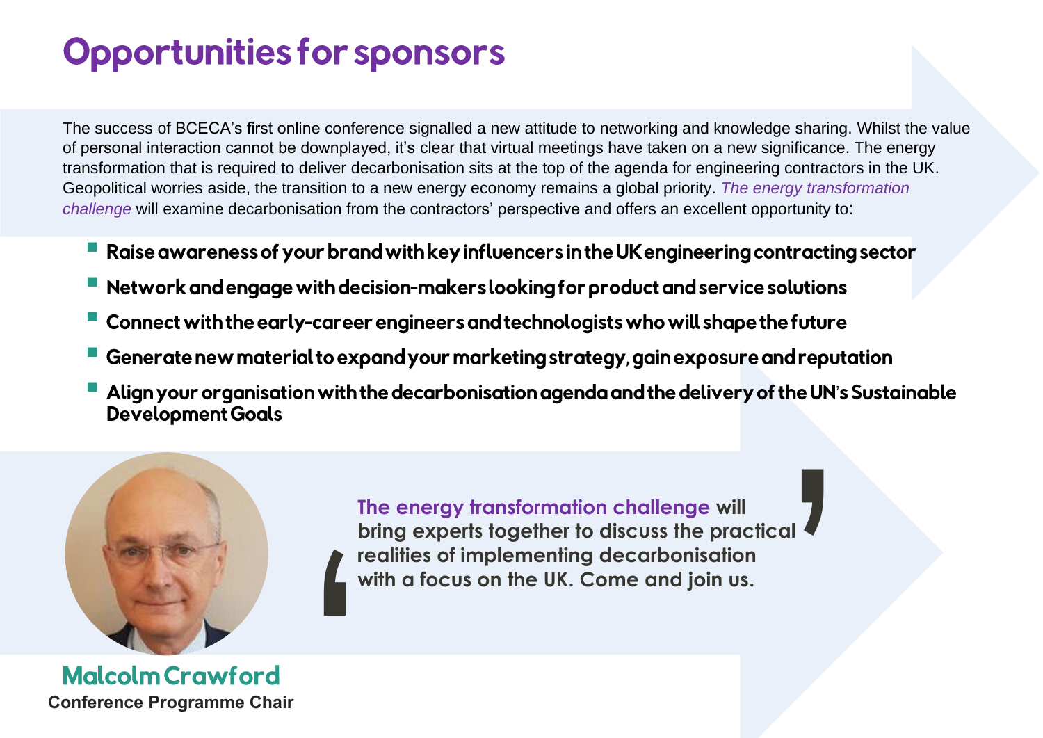# Opportunities for sponsors

The success of BCECA's first online conference signalled a new attitude to networking and knowledge sharing. Whilst the value of personal interaction cannot be downplayed, it's clear that virtual meetings have taken on a new significance. The energy transformation that is required to deliver decarbonisation sits at the top of the agenda for engineering contractors in the UK. Geopolitical worries aside, the transition to a new energy economy remains a global priority. *The energy transformation challenge* will examine decarbonisation from the contractors' perspective and offers an excellent opportunity to:

- **Raise awareness of your brand with key influencers in the UK engineering contracting sector**
- **Network and engage with decision-makers looking for product and service solutions**
- **Connect with the early-career engineers and technologists who will shape the future**
- **Generate new material to expand your marketing strategy, gain exposure and reputation**
- **Align your organisation with the decarbonisation agenda and the delivery of the UN's Sustainable Development Goals**

> **The energy transformation challenge will bring experts together to discuss the practical realities of implementing decarbonisation with a focus on the UK. Come and join us.**

**Malcolm Crawford**
**Conference Programme Chair**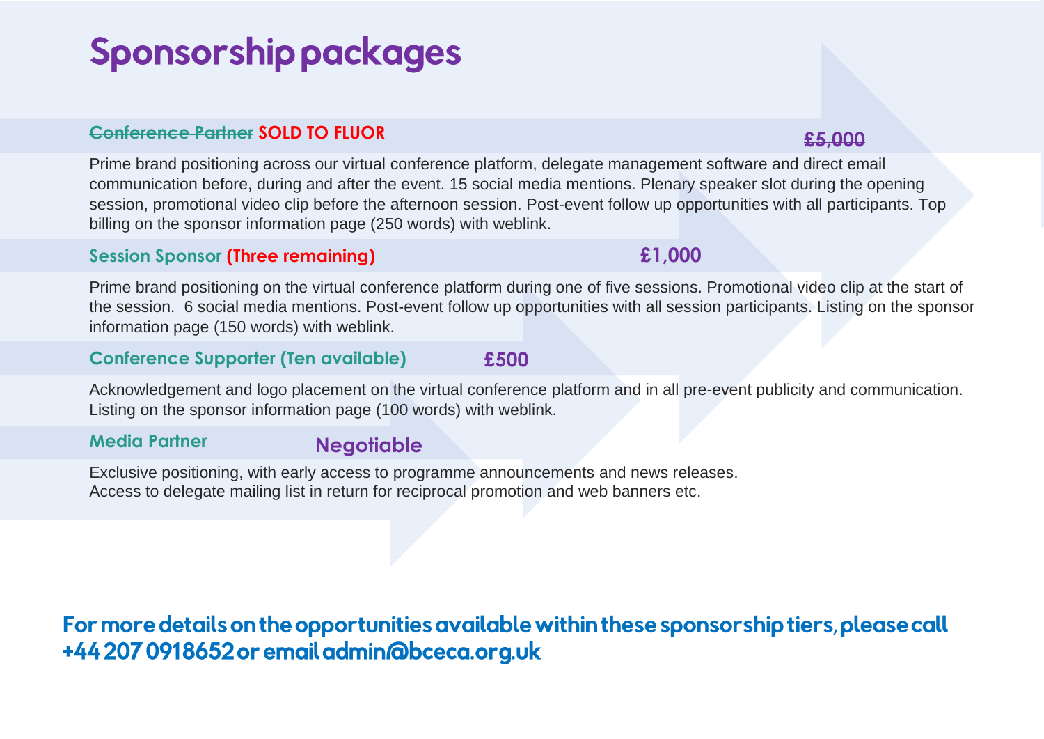# Sponsorship packages

### ~~Conference Partner~~ SOLD TO FLUOR — ~~£5,000~~

Prime brand positioning across our virtual conference platform, delegate management software and direct email communication before, during and after the event. 15 social media mentions. Plenary speaker slot during the opening session, promotional video clip before the afternoon session. Post-event follow up opportunities with all participants. Top billing on the sponsor information page (250 words) with weblink.

### Session Sponsor (Three remaining) — £1,000

Prime brand positioning on the virtual conference platform during one of five sessions. Promotional video clip at the start of the session. 6 social media mentions. Post-event follow up opportunities with all session participants. Listing on the sponsor information page (150 words) with weblink.

### Conference Supporter (Ten available) — £500

Acknowledgement and logo placement on the virtual conference platform and in all pre-event publicity and communication. Listing on the sponsor information page (100 words) with weblink.

### Media Partner — Negotiable

Exclusive positioning, with early access to programme announcements and news releases.
Access to delegate mailing list in return for reciprocal promotion and web banners etc.

**For more details on the opportunities available within these sponsorship tiers, please call +44 207 0918652 or email admin@bceca.org.uk**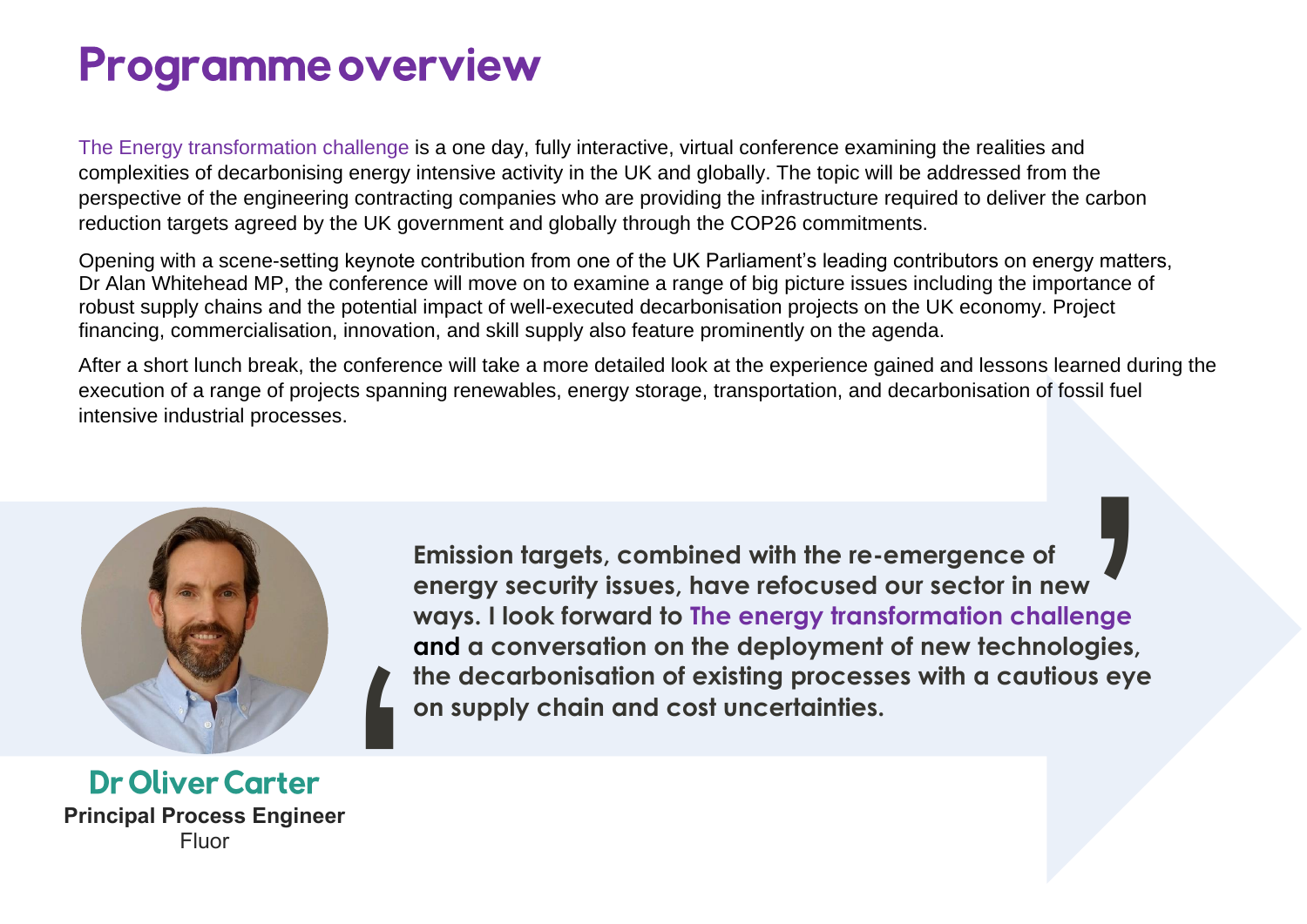# Programme overview

The Energy transformation challenge is a one day, fully interactive, virtual conference examining the realities and complexities of decarbonising energy intensive activity in the UK and globally. The topic will be addressed from the perspective of the engineering contracting companies who are providing the infrastructure required to deliver the carbon reduction targets agreed by the UK government and globally through the COP26 commitments.

Opening with a scene-setting keynote contribution from one of the UK Parliament's leading contributors on energy matters, Dr Alan Whitehead MP, the conference will move on to examine a range of big picture issues including the importance of robust supply chains and the potential impact of well-executed decarbonisation projects on the UK economy. Project financing, commercialisation, innovation, and skill supply also feature prominently on the agenda.

After a short lunch break, the conference will take a more detailed look at the experience gained and lessons learned during the execution of a range of projects spanning renewables, energy storage, transportation, and decarbonisation of fossil fuel intensive industrial processes.

> **Emission targets, combined with the re-emergence of energy security issues, have refocused our sector in new ways. I look forward to The energy transformation challenge and a conversation on the deployment of new technologies, the decarbonisation of existing processes with a cautious eye on supply chain and cost uncertainties.**

**Dr Oliver Carter**
**Principal Process Engineer**
Fluor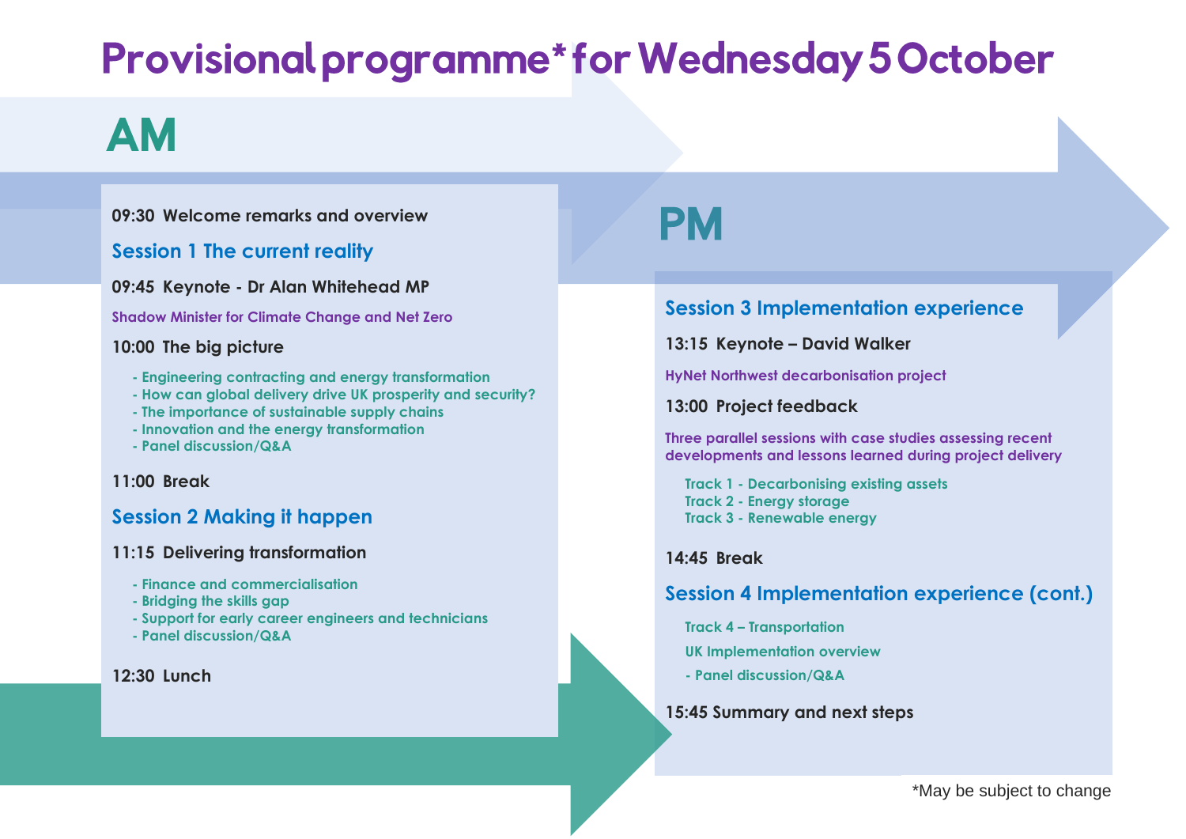# Provisional programme* for Wednesday 5 October

## AM

**09:30 Welcome remarks and overview**

### Session 1 The current reality

**09:45 Keynote - Dr Alan Whitehead MP**

Shadow Minister for Climate Change and Net Zero

**10:00 The big picture**

- Engineering contracting and energy transformation
- How can global delivery drive UK prosperity and security?
- The importance of sustainable supply chains
- Innovation and the energy transformation
- Panel discussion/Q&A

**11:00 Break**

### Session 2 Making it happen

**11:15 Delivering transformation**

- Finance and commercialisation
- Bridging the skills gap
- Support for early career engineers and technicians
- Panel discussion/Q&A

**12:30 Lunch**

## PM

### Session 3 Implementation experience

**13:15 Keynote – David Walker**

HyNet Northwest decarbonisation project

**13:00 Project feedback**

Three parallel sessions with case studies assessing recent developments and lessons learned during project delivery

Track 1 - Decarbonising existing assets
Track 2 - Energy storage
Track 3 - Renewable energy

**14:45 Break**

### Session 4 Implementation experience (cont.)

Track 4 – Transportation

UK Implementation overview

- Panel discussion/Q&A

**15:45 Summary and next steps**

*May be subject to change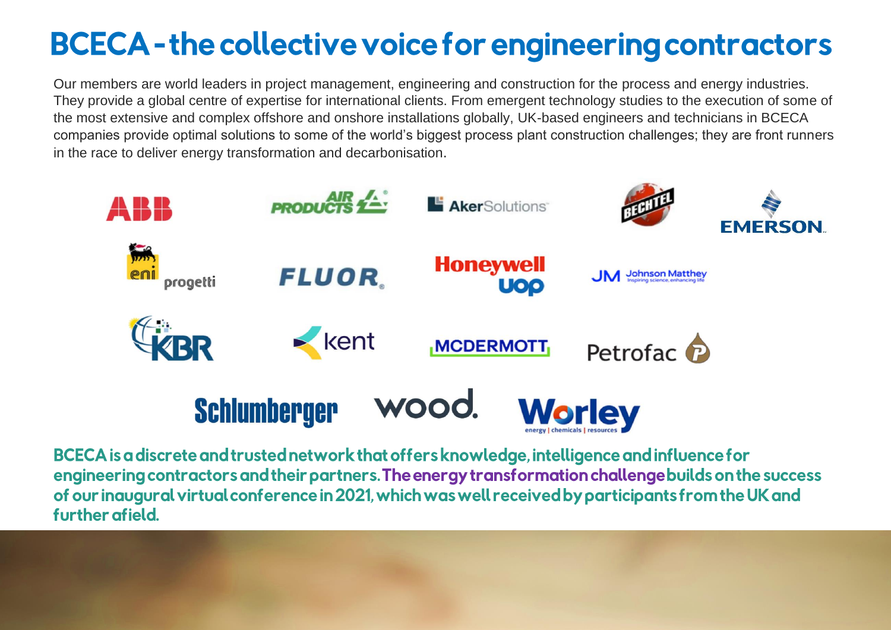# BCECA - the collective voice for engineering contractors

Our members are world leaders in project management, engineering and construction for the process and energy industries. They provide a global centre of expertise for international clients. From emergent technology studies to the execution of some of the most extensive and complex offshore and onshore installations globally, UK-based engineers and technicians in BCECA companies provide optimal solutions to some of the world's biggest process plant construction challenges; they are front runners in the race to deliver energy transformation and decarbonisation.

ABB | Air Products | Aker Solutions | Bechtel | Emerson | eni progetti | Fluor | Honeywell UOP | Johnson Matthey | KBR | Kent | McDermott | Petrofac | Schlumberger | Wood | Worley

**BCECA is a discrete and trusted network that offers knowledge, intelligence and influence for engineering contractors and their partners. The energy transformation challenge builds on the success of our inaugural virtual conference in 2021, which was well received by participants from the UK and further afield.**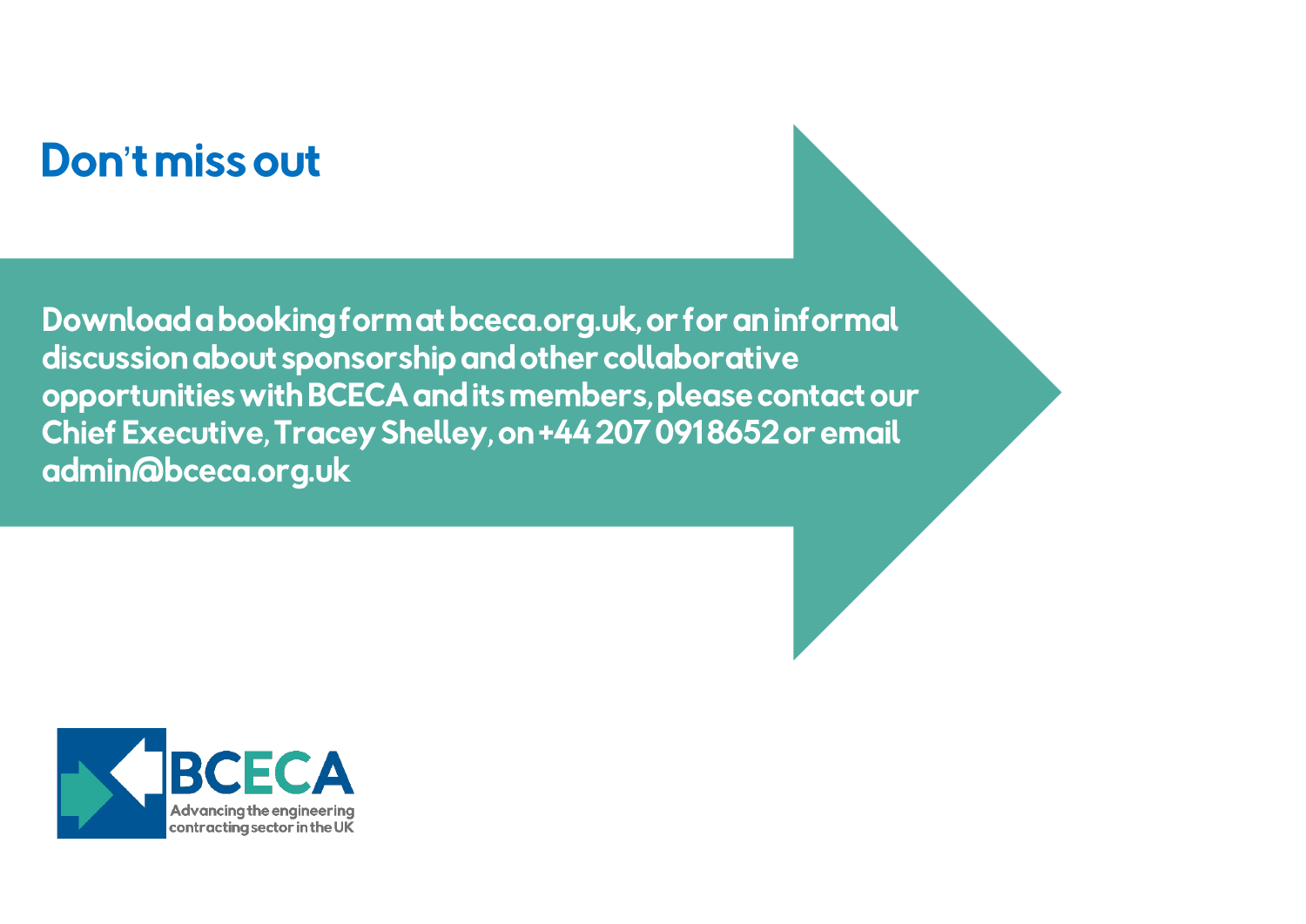## Don't miss out

**Download a booking form at bceca.org.uk, or for an informal discussion about sponsorship and other collaborative opportunities with BCECA and its members, please contact our Chief Executive, Tracey Shelley, on +44 207 0918652 or email admin@bceca.org.uk**

BCECA

Advancing the engineering contracting sector in the UK